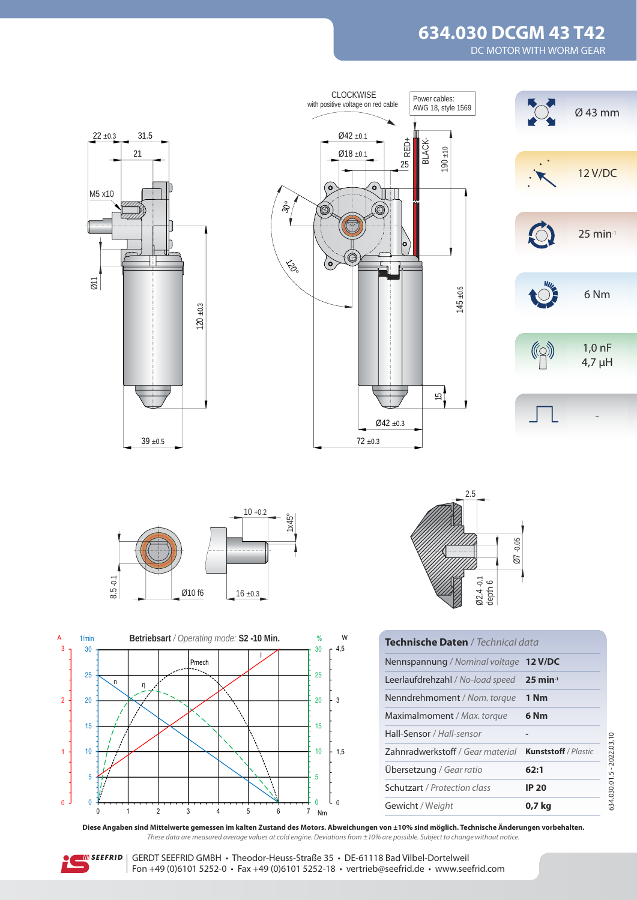# 634.030 DCGM 43 T42

DC MOTOR WITH WORM GEAR

CLOCKWISE
with positive voltage on red cable

Power cables:
AWG 18, style 1569

- Ø 43 mm
- 12 V/DC
- 25 min⁻¹
- 6 Nm
- 1,0 nF / 4,7 µH
- -

**Betriebsart** / *Operating mode:* **S2 -10 Min.**

| **Technische Daten** / *Technical data* | |
|---|---|
| Nennspannung / *Nominal voltage* | **12 V/DC** |
| Leerlaufdrehzahl / *No-load speed* | **25 min⁻¹** |
| Nenndrehmoment / *Nom. torque* | **1 Nm** |
| Maximalmoment / *Max. torque* | **6 Nm** |
| Hall-Sensor / *Hall-sensor* | **-** |
| Zahnradwerkstoff / *Gear material* | **Kunststoff** / *Plastic* |
| Übersetzung / *Gear ratio* | **62:1** |
| Schutzart / *Protection class* | **IP 20** |
| Gewicht / *Weight* | **0,7 kg** |

634.030.01.5 - 2022.03.10

**Diese Angaben sind Mittelwerte gemessen im kalten Zustand des Motors. Abweichungen von ±10% sind möglich. Technische Änderungen vorbehalten.**
*These data are measured average values at cold engine. Deviations from ±10% are possible. Subject to change without notice.*

GERDT SEEFRID GMBH • Theodor-Heuss-Straße 35 • DE-61118 Bad Vilbel-Dortelweil
Fon +49 (0)6101 5252-0 • Fax +49 (0)6101 5252-18 • vertrieb@seefrid.de • www.seefrid.com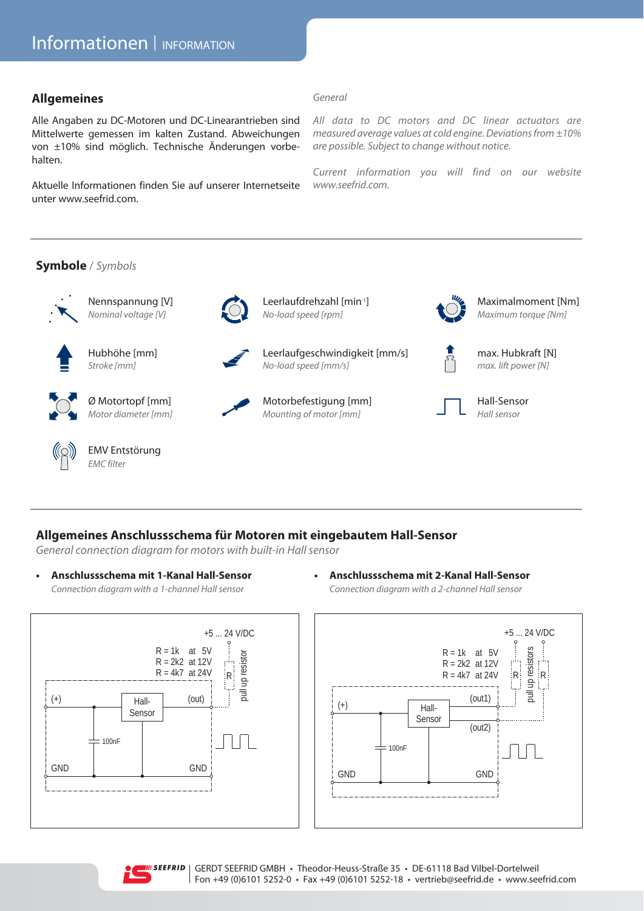# Informationen | INFORMATION

## Allgemeines

*General*

Alle Angaben zu DC-Motoren und DC-Linearantrieben sind Mittelwerte gemessen im kalten Zustand. Abweichungen von ±10% sind möglich. Technische Änderungen vorbehalten.

*All data to DC motors and DC linear actuators are measured average values at cold engine. Deviations from ±10% are possible. Subject to change without notice.*

Aktuelle Informationen finden Sie auf unserer Internetseite unter www.seefrid.com.

*Current information you will find on our website www.seefrid.com.*

## Symbole / *Symbols*

Nennspannung [V]
*Nominal voltage [V]*

Leerlaufdrehzahl [min⁻¹]
*No-load speed [rpm]*

Maximalmoment [Nm]
*Maximum torque [Nm]*

Hubhöhe [mm]
*Stroke [mm]*

Leerlaufgeschwindigkeit [mm/s]
*No-load speed [mm/s]*

max. Hubkraft [N]
*max. lift power [N]*

Ø Motortopf [mm]
*Motor diameter [mm]*

Motorbefestigung [mm]
*Mounting of motor [mm]*

Hall-Sensor
*Hall sensor*

EMV Entstörung
*EMC filter*

## Allgemeines Anschlussschema für Motoren mit eingebautem Hall-Sensor

*General connection diagram for motors with built-in Hall sensor*

- **Anschlussschema mit 1-Kanal Hall-Sensor**
  *Connection diagram with a 1-channel Hall sensor*

+5 ... 24 V/DC
R = 1k at 5V
R = 2k2 at 12V
R = 4k7 at 24V
R pull up resistor
(+) Hall-Sensor (out)
100nF
GND GND

- **Anschlussschema mit 2-Kanal Hall-Sensor**
  *Connection diagram with a 2-channel Hall sensor*

+5 ... 24 V/DC
R = 1k at 5V
R = 2k2 at 12V
R = 4k7 at 24V
R R pull up resistors
(+) Hall-Sensor (out1) (out2)
100nF
GND GND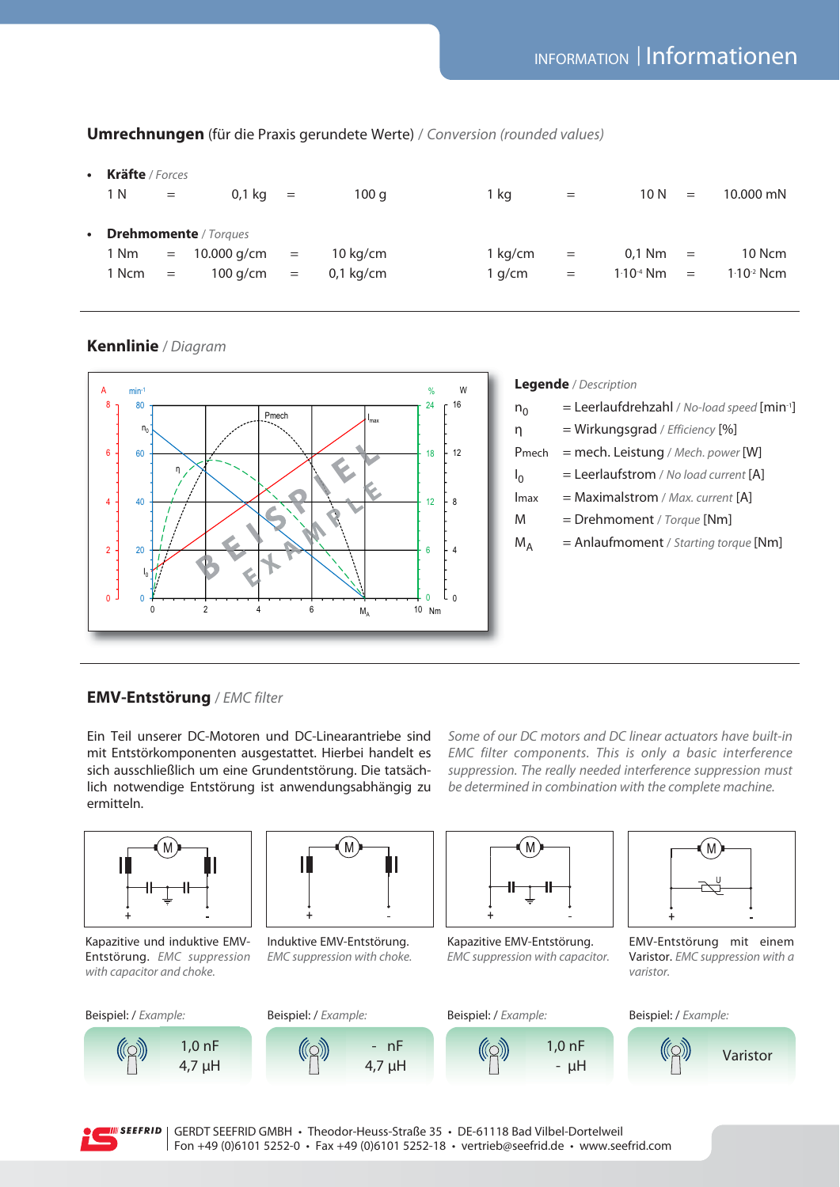## Umrechnungen (für die Praxis gerundete Werte) / *Conversion (rounded values)*

- **Kräfte** / *Forces*

| | | | | | | | | | |
|---|---|---|---|---|---|---|---|---|---|
| 1 N | = | 0,1 kg | = | 100 g | 1 kg | = | 10 N | = | 10.000 mN |

- **Drehmomente** / *Torques*

| | | | | | | | | | |
|---|---|---|---|---|---|---|---|---|---|
| 1 Nm | = | 10.000 g/cm | = | 10 kg/cm | 1 kg/cm | = | 0,1 Nm | = | 10 Ncm |
| 1 Ncm | = | 100 g/cm | = | 0,1 kg/cm | 1 g/cm | = | $1 \cdot 10^{-4}$ Nm | = | $1 \cdot 10^{-2}$ Ncm |

## Kennlinie / *Diagram*

A min⁻¹ % W
8 80 24 16
6 60 18 12
4 40 12 8
2 20 6 4
0 0 0 0
0 2 4 6 $M_A$ 10 Nm
$n_0$ η $I_0$ Pmech $I_{max}$
BEISPIEL EXAMPLE

**Legende** / *Description*

$n_0$ = Leerlaufdrehzahl / *No-load speed* [min⁻¹]
η = Wirkungsgrad / *Efficiency* [%]
Pmech = mech. Leistung / *Mech. power* [W]
$I_0$ = Leerlaufstrom / *No load current* [A]
Imax = Maximalstrom / *Max. current* [A]
M = Drehmoment / *Torque* [Nm]
$M_A$ = Anlaufmoment / *Starting torque* [Nm]

## EMV-Entstörung / *EMC filter*

Ein Teil unserer DC-Motoren und DC-Linearantriebe sind mit Entstörkomponenten ausgestattet. Hierbei handelt es sich ausschließlich um eine Grundentstörung. Die tatsächlich notwendige Entstörung ist anwendungsabhängig zu ermitteln.

*Some of our DC motors and DC linear actuators have built-in EMC filter components. This is only a basic interference suppression. The really needed interference suppression must be determined in combination with the complete machine.*

Kapazitive und induktive EMV-Entstörung. *EMC suppression with capacitor and choke.*

Beispiel: / *Example:*
1,0 nF
4,7 µH

Induktive EMV-Entstörung. *EMC suppression with choke.*

Beispiel: / *Example:*
- nF
4,7 µH

Kapazitive EMV-Entstörung. *EMC suppression with capacitor.*

Beispiel: / *Example:*
1,0 nF
- µH

EMV-Entstörung mit einem Varistor. *EMC suppression with a varistor.*

Beispiel: / *Example:*
Varistor

GERDT SEEFRID GMBH • Theodor-Heuss-Straße 35 • DE-61118 Bad Vilbel-Dortelweil
Fon +49 (0)6101 5252-0 • Fax +49 (0)6101 5252-18 • vertrieb@seefrid.de • www.seefrid.com